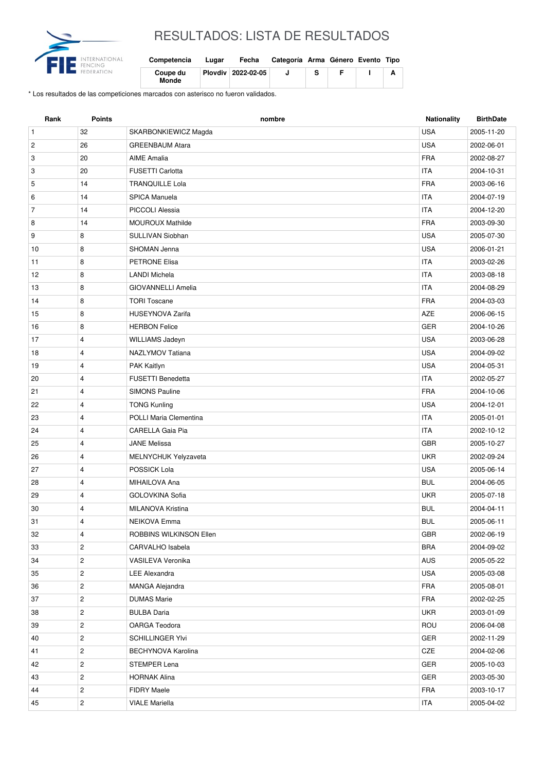# RESULTADOS: LISTA DE RESULTADOS

| Competencia | Lugar | Fecha | Categoría | Arma | Género | Evento | Tipo |
|---|---|---|---|---|---|---|---|
| Coupe du Monde | Plovdiv | 2022-02-05 | J | S | F | I | A |

* Los resultados de las competiciones marcados con asterisco no fueron validados.

| Rank | Points | nombre | Nationality | BirthDate |
|---|---|---|---|---|
| 1 | 32 | SKARBONKIEWICZ Magda | USA | 2005-11-20 |
| 2 | 26 | GREENBAUM Atara | USA | 2002-06-01 |
| 3 | 20 | AIME Amalia | FRA | 2002-08-27 |
| 3 | 20 | FUSETTI Carlotta | ITA | 2004-10-31 |
| 5 | 14 | TRANQUILLE Lola | FRA | 2003-06-16 |
| 6 | 14 | SPICA Manuela | ITA | 2004-07-19 |
| 7 | 14 | PICCOLI Alessia | ITA | 2004-12-20 |
| 8 | 14 | MOUROUX Mathilde | FRA | 2003-09-30 |
| 9 | 8 | SULLIVAN Siobhan | USA | 2005-07-30 |
| 10 | 8 | SHOMAN Jenna | USA | 2006-01-21 |
| 11 | 8 | PETRONE Elisa | ITA | 2003-02-26 |
| 12 | 8 | LANDI Michela | ITA | 2003-08-18 |
| 13 | 8 | GIOVANNELLI Amelia | ITA | 2004-08-29 |
| 14 | 8 | TORI Toscane | FRA | 2004-03-03 |
| 15 | 8 | HUSEYNOVA Zarifa | AZE | 2006-06-15 |
| 16 | 8 | HERBON Felice | GER | 2004-10-26 |
| 17 | 4 | WILLIAMS Jadeyn | USA | 2003-06-28 |
| 18 | 4 | NAZLYMOV Tatiana | USA | 2004-09-02 |
| 19 | 4 | PAK Kaitlyn | USA | 2004-05-31 |
| 20 | 4 | FUSETTI Benedetta | ITA | 2002-05-27 |
| 21 | 4 | SIMONS Pauline | FRA | 2004-10-06 |
| 22 | 4 | TONG Kunling | USA | 2004-12-01 |
| 23 | 4 | POLLI Maria Clementina | ITA | 2005-01-01 |
| 24 | 4 | CARELLA Gaia Pia | ITA | 2002-10-12 |
| 25 | 4 | JANE Melissa | GBR | 2005-10-27 |
| 26 | 4 | MELNYCHUK Yelyzaveta | UKR | 2002-09-24 |
| 27 | 4 | POSSICK Lola | USA | 2005-06-14 |
| 28 | 4 | MIHAILOVA Ana | BUL | 2004-06-05 |
| 29 | 4 | GOLOVKINA Sofia | UKR | 2005-07-18 |
| 30 | 4 | MILANOVA Kristina | BUL | 2004-04-11 |
| 31 | 4 | NEIKOVA Emma | BUL | 2005-06-11 |
| 32 | 4 | ROBBINS WILKINSON Ellen | GBR | 2002-06-19 |
| 33 | 2 | CARVALHO Isabela | BRA | 2004-09-02 |
| 34 | 2 | VASILEVA Veronika | AUS | 2005-05-22 |
| 35 | 2 | LEE Alexandra | USA | 2005-03-08 |
| 36 | 2 | MANGA Alejandra | FRA | 2005-08-01 |
| 37 | 2 | DUMAS Marie | FRA | 2002-02-25 |
| 38 | 2 | BULBA Daria | UKR | 2003-01-09 |
| 39 | 2 | OARGA Teodora | ROU | 2006-04-08 |
| 40 | 2 | SCHILLINGER Ylvi | GER | 2002-11-29 |
| 41 | 2 | BECHYNOVA Karolina | CZE | 2004-02-06 |
| 42 | 2 | STEMPER Lena | GER | 2005-10-03 |
| 43 | 2 | HORNAK Alina | GER | 2003-05-30 |
| 44 | 2 | FIDRY Maele | FRA | 2003-10-17 |
| 45 | 2 | VIALE Mariella | ITA | 2005-04-02 |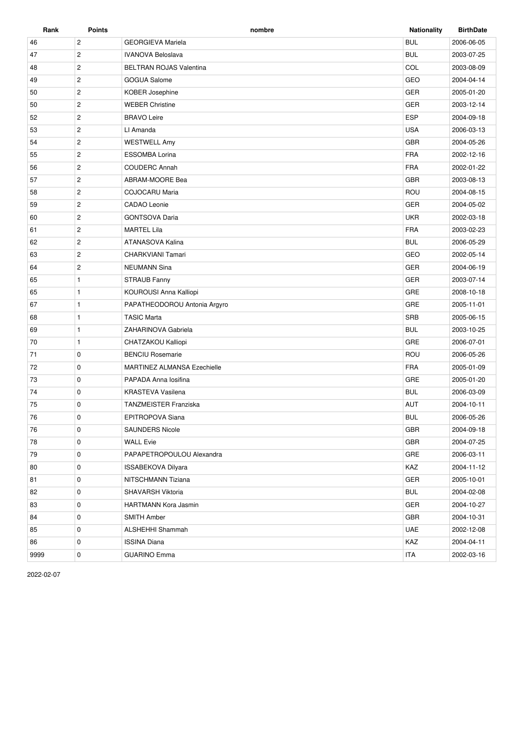| Rank | Points | nombre | Nationality | BirthDate |
|---|---|---|---|---|
| 46 | 2 | GEORGIEVA Mariela | BUL | 2006-06-05 |
| 47 | 2 | IVANOVA Beloslava | BUL | 2003-07-25 |
| 48 | 2 | BELTRAN ROJAS Valentina | COL | 2003-08-09 |
| 49 | 2 | GOGUA Salome | GEO | 2004-04-14 |
| 50 | 2 | KOBER Josephine | GER | 2005-01-20 |
| 50 | 2 | WEBER Christine | GER | 2003-12-14 |
| 52 | 2 | BRAVO Leire | ESP | 2004-09-18 |
| 53 | 2 | LI Amanda | USA | 2006-03-13 |
| 54 | 2 | WESTWELL Amy | GBR | 2004-05-26 |
| 55 | 2 | ESSOMBA Lorina | FRA | 2002-12-16 |
| 56 | 2 | COUDERC Annah | FRA | 2002-01-22 |
| 57 | 2 | ABRAM-MOORE Bea | GBR | 2003-08-13 |
| 58 | 2 | COJOCARU Maria | ROU | 2004-08-15 |
| 59 | 2 | CADAO Leonie | GER | 2004-05-02 |
| 60 | 2 | GONTSOVA Daria | UKR | 2002-03-18 |
| 61 | 2 | MARTEL Lila | FRA | 2003-02-23 |
| 62 | 2 | ATANASOVA Kalina | BUL | 2006-05-29 |
| 63 | 2 | CHARKVIANI Tamari | GEO | 2002-05-14 |
| 64 | 2 | NEUMANN Sina | GER | 2004-06-19 |
| 65 | 1 | STRAUB Fanny | GER | 2003-07-14 |
| 65 | 1 | KOUROUSI Anna Kalliopi | GRE | 2008-10-18 |
| 67 | 1 | PAPATHEODOROU Antonia Argyro | GRE | 2005-11-01 |
| 68 | 1 | TASIC Marta | SRB | 2005-06-15 |
| 69 | 1 | ZAHARINOVA Gabriela | BUL | 2003-10-25 |
| 70 | 1 | CHATZAKOU Kalliopi | GRE | 2006-07-01 |
| 71 | 0 | BENCIU Rosemarie | ROU | 2006-05-26 |
| 72 | 0 | MARTINEZ ALMANSA Ezechielle | FRA | 2005-01-09 |
| 73 | 0 | PAPADA Anna Iosifina | GRE | 2005-01-20 |
| 74 | 0 | KRASTEVA Vasilena | BUL | 2006-03-09 |
| 75 | 0 | TANZMEISTER Franziska | AUT | 2004-10-11 |
| 76 | 0 | EPITROPOVA Siana | BUL | 2006-05-26 |
| 76 | 0 | SAUNDERS Nicole | GBR | 2004-09-18 |
| 78 | 0 | WALL Evie | GBR | 2004-07-25 |
| 79 | 0 | PAPAPETROPOULOU Alexandra | GRE | 2006-03-11 |
| 80 | 0 | ISSABEKOVA Dilyara | KAZ | 2004-11-12 |
| 81 | 0 | NITSCHMANN Tiziana | GER | 2005-10-01 |
| 82 | 0 | SHAVARSH Viktoria | BUL | 2004-02-08 |
| 83 | 0 | HARTMANN Kora Jasmin | GER | 2004-10-27 |
| 84 | 0 | SMITH Amber | GBR | 2004-10-31 |
| 85 | 0 | ALSHEHHI Shammah | UAE | 2002-12-08 |
| 86 | 0 | ISSINA Diana | KAZ | 2004-04-11 |
| 9999 | 0 | GUARINO Emma | ITA | 2002-03-16 |

2022-02-07